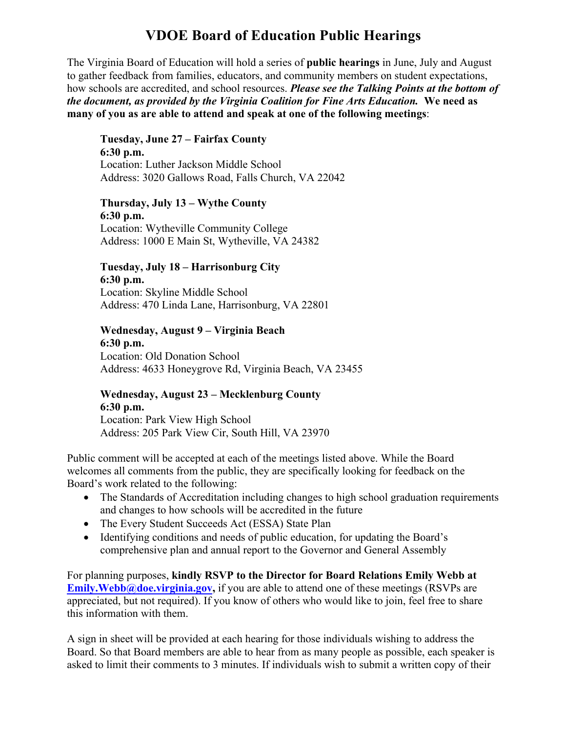# VDOE Board of Education Public Hearings

The Virginia Board of Education will hold a series of **public hearings** in June, July and August to gather feedback from families, educators, and community members on student expectations, how schools are accredited, and school resources. ***Please see the Talking Points at the bottom of the document, as provided by the Virginia Coalition for Fine Arts Education.*** **We need as many of you as are able to attend and speak at one of the following meetings**:

> **Tuesday, June 27 – Fairfax County**
> **6:30 p.m.**
> Location: Luther Jackson Middle School
> Address: 3020 Gallows Road, Falls Church, VA 22042
>
> **Thursday, July 13 – Wythe County**
> **6:30 p.m.**
> Location: Wytheville Community College
> Address: 1000 E Main St, Wytheville, VA 24382
>
> **Tuesday, July 18 – Harrisonburg City**
> **6:30 p.m.**
> Location: Skyline Middle School
> Address: 470 Linda Lane, Harrisonburg, VA 22801
>
> **Wednesday, August 9 – Virginia Beach**
> **6:30 p.m.**
> Location: Old Donation School
> Address: 4633 Honeygrove Rd, Virginia Beach, VA 23455
>
> **Wednesday, August 23 – Mecklenburg County**
> **6:30 p.m.**
> Location: Park View High School
> Address: 205 Park View Cir, South Hill, VA 23970

Public comment will be accepted at each of the meetings listed above. While the Board welcomes all comments from the public, they are specifically looking for feedback on the Board's work related to the following:

- The Standards of Accreditation including changes to high school graduation requirements and changes to how schools will be accredited in the future
- The Every Student Succeeds Act (ESSA) State Plan
- Identifying conditions and needs of public education, for updating the Board's comprehensive plan and annual report to the Governor and General Assembly

For planning purposes, **kindly RSVP to the Director for Board Relations Emily Webb at [Emily.Webb@doe.virginia.gov](mailto:Emily.Webb@doe.virginia.gov),** if you are able to attend one of these meetings (RSVPs are appreciated, but not required). If you know of others who would like to join, feel free to share this information with them.

A sign in sheet will be provided at each hearing for those individuals wishing to address the Board. So that Board members are able to hear from as many people as possible, each speaker is asked to limit their comments to 3 minutes. If individuals wish to submit a written copy of their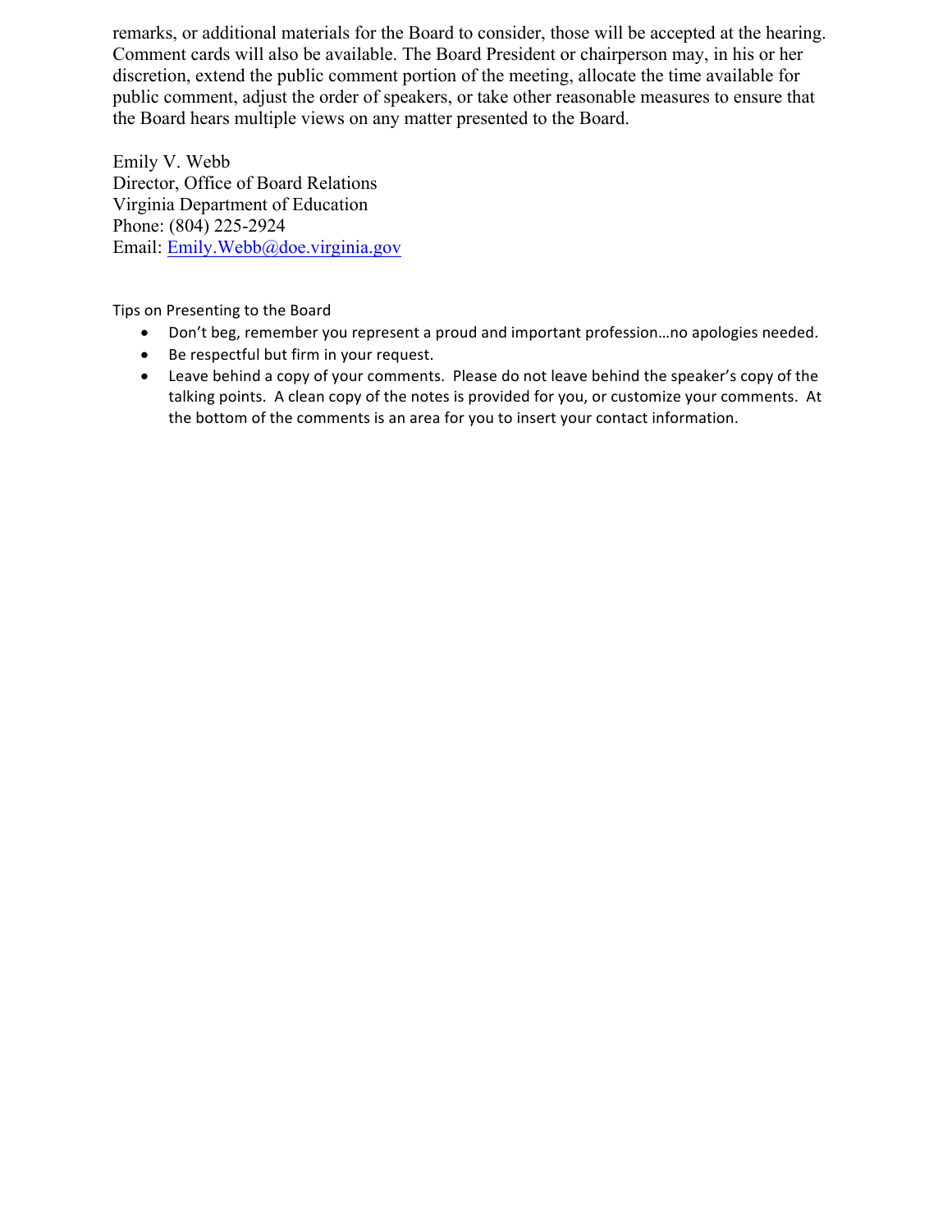remarks, or additional materials for the Board to consider, those will be accepted at the hearing. Comment cards will also be available. The Board President or chairperson may, in his or her discretion, extend the public comment portion of the meeting, allocate the time available for public comment, adjust the order of speakers, or take other reasonable measures to ensure that the Board hears multiple views on any matter presented to the Board.

Emily V. Webb
Director, Office of Board Relations
Virginia Department of Education
Phone: (804) 225-2924
Email: Emily.Webb@doe.virginia.gov

Tips on Presenting to the Board

- Don't beg, remember you represent a proud and important profession…no apologies needed.
- Be respectful but firm in your request.
- Leave behind a copy of your comments. Please do not leave behind the speaker's copy of the talking points. A clean copy of the notes is provided for you, or customize your comments. At the bottom of the comments is an area for you to insert your contact information.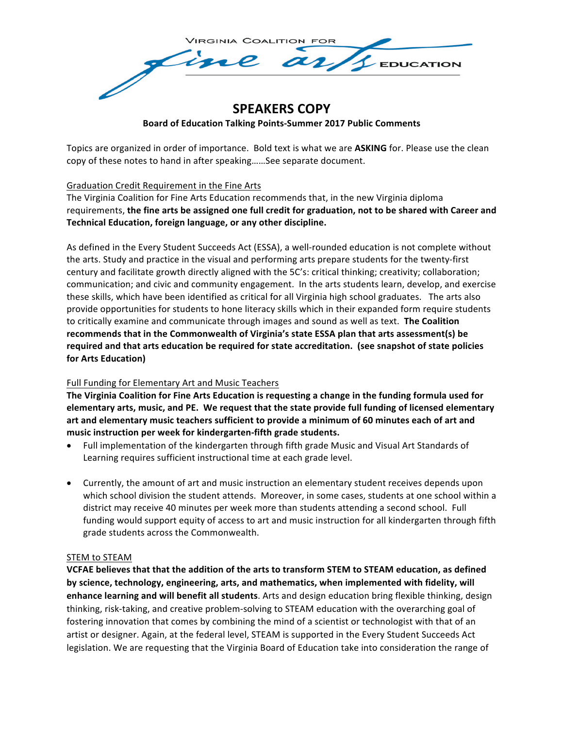VIRGINIA COALITION FOR fine arts EDUCATION

# SPEAKERS COPY

**Board of Education Talking Points-Summer 2017 Public Comments**

Topics are organized in order of importance. Bold text is what we are **ASKING** for. Please use the clean copy of these notes to hand in after speaking……See separate document.

<u>Graduation Credit Requirement in the Fine Arts</u>

The Virginia Coalition for Fine Arts Education recommends that, in the new Virginia diploma requirements, **the fine arts be assigned one full credit for graduation, not to be shared with Career and Technical Education, foreign language, or any other discipline.**

As defined in the Every Student Succeeds Act (ESSA), a well-rounded education is not complete without the arts. Study and practice in the visual and performing arts prepare students for the twenty-first century and facilitate growth directly aligned with the 5C's: critical thinking; creativity; collaboration; communication; and civic and community engagement. In the arts students learn, develop, and exercise these skills, which have been identified as critical for all Virginia high school graduates. The arts also provide opportunities for students to hone literacy skills which in their expanded form require students to critically examine and communicate through images and sound as well as text. **The Coalition recommends that in the Commonwealth of Virginia's state ESSA plan that arts assessment(s) be required and that arts education be required for state accreditation. (see snapshot of state policies for Arts Education)**

<u>Full Funding for Elementary Art and Music Teachers</u>

**The Virginia Coalition for Fine Arts Education is requesting a change in the funding formula used for elementary arts, music, and PE. We request that the state provide full funding of licensed elementary art and elementary music teachers sufficient to provide a minimum of 60 minutes each of art and music instruction per week for kindergarten-fifth grade students.**

- Full implementation of the kindergarten through fifth grade Music and Visual Art Standards of Learning requires sufficient instructional time at each grade level.
- Currently, the amount of art and music instruction an elementary student receives depends upon which school division the student attends. Moreover, in some cases, students at one school within a district may receive 40 minutes per week more than students attending a second school. Full funding would support equity of access to art and music instruction for all kindergarten through fifth grade students across the Commonwealth.

<u>STEM to STEAM</u>

**VCFAE believes that that the addition of the arts to transform STEM to STEAM education, as defined by science, technology, engineering, arts, and mathematics, when implemented with fidelity, will enhance learning and will benefit all students**. Arts and design education bring flexible thinking, design thinking, risk-taking, and creative problem-solving to STEAM education with the overarching goal of fostering innovation that comes by combining the mind of a scientist or technologist with that of an artist or designer. Again, at the federal level, STEAM is supported in the Every Student Succeeds Act legislation. We are requesting that the Virginia Board of Education take into consideration the range of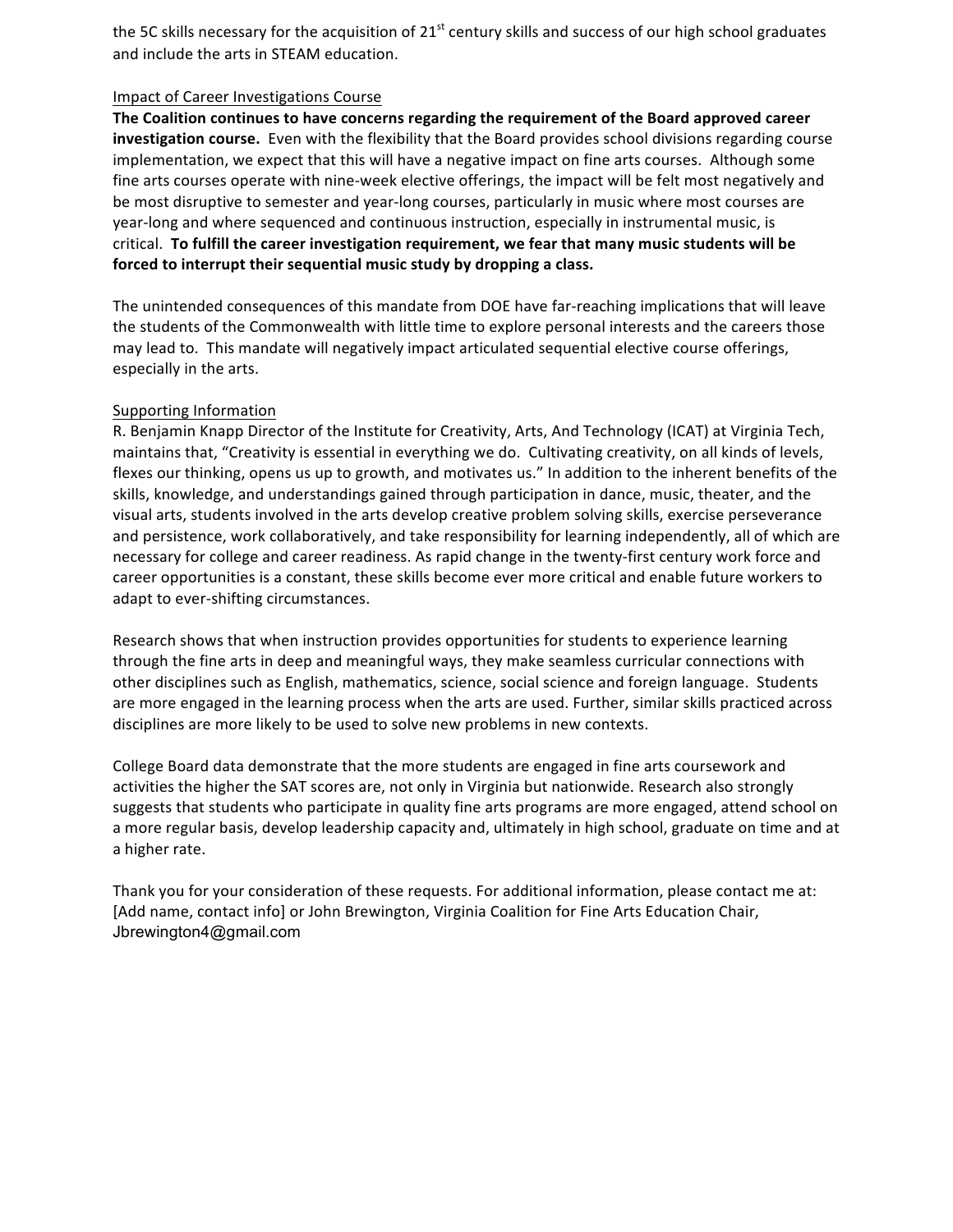the 5C skills necessary for the acquisition of 21st century skills and success of our high school graduates and include the arts in STEAM education.

Impact of Career Investigations Course

**The Coalition continues to have concerns regarding the requirement of the Board approved career investigation course.** Even with the flexibility that the Board provides school divisions regarding course implementation, we expect that this will have a negative impact on fine arts courses. Although some fine arts courses operate with nine-week elective offerings, the impact will be felt most negatively and be most disruptive to semester and year-long courses, particularly in music where most courses are year-long and where sequenced and continuous instruction, especially in instrumental music, is critical. **To fulfill the career investigation requirement, we fear that many music students will be forced to interrupt their sequential music study by dropping a class.**

The unintended consequences of this mandate from DOE have far-reaching implications that will leave the students of the Commonwealth with little time to explore personal interests and the careers those may lead to. This mandate will negatively impact articulated sequential elective course offerings, especially in the arts.

Supporting Information

R. Benjamin Knapp Director of the Institute for Creativity, Arts, And Technology (ICAT) at Virginia Tech, maintains that, "Creativity is essential in everything we do. Cultivating creativity, on all kinds of levels, flexes our thinking, opens us up to growth, and motivates us." In addition to the inherent benefits of the skills, knowledge, and understandings gained through participation in dance, music, theater, and the visual arts, students involved in the arts develop creative problem solving skills, exercise perseverance and persistence, work collaboratively, and take responsibility for learning independently, all of which are necessary for college and career readiness. As rapid change in the twenty-first century work force and career opportunities is a constant, these skills become ever more critical and enable future workers to adapt to ever-shifting circumstances.

Research shows that when instruction provides opportunities for students to experience learning through the fine arts in deep and meaningful ways, they make seamless curricular connections with other disciplines such as English, mathematics, science, social science and foreign language. Students are more engaged in the learning process when the arts are used. Further, similar skills practiced across disciplines are more likely to be used to solve new problems in new contexts.

College Board data demonstrate that the more students are engaged in fine arts coursework and activities the higher the SAT scores are, not only in Virginia but nationwide. Research also strongly suggests that students who participate in quality fine arts programs are more engaged, attend school on a more regular basis, develop leadership capacity and, ultimately in high school, graduate on time and at a higher rate.

Thank you for your consideration of these requests. For additional information, please contact me at: [Add name, contact info] or John Brewington, Virginia Coalition for Fine Arts Education Chair, Jbrewington4@gmail.com